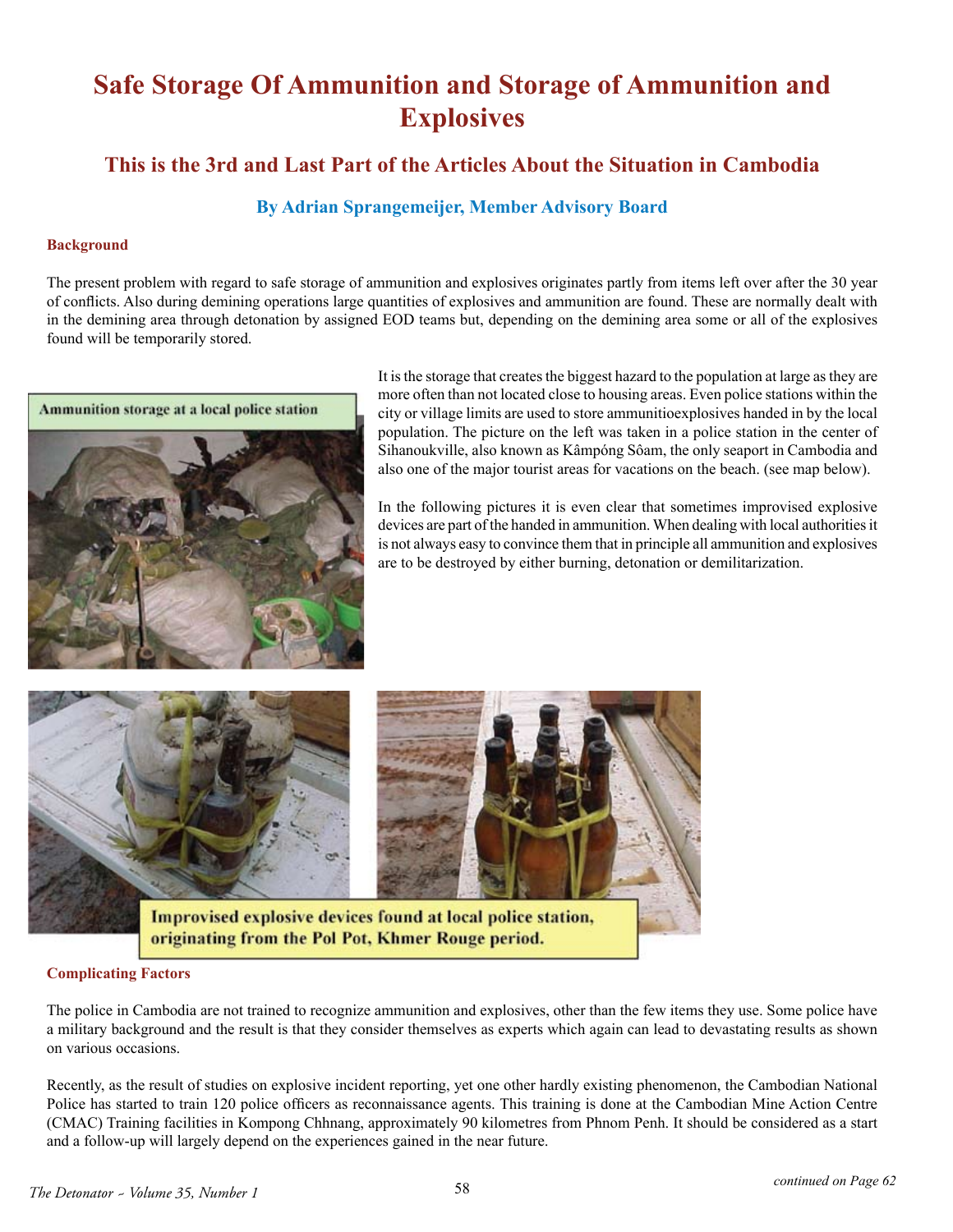# Safe Storage Of Ammunition and Storage of Ammunition and Explosives

## This is the 3rd and Last Part of the Articles About the Situation in Cambodia

### By Adrian Sprangemeijer, Member Advisory Board

#### Background

The present problem with regard to safe storage of ammunition and explosives originates partly from items left over after the 30 year of conflicts. Also during demining operations large quantities of explosives and ammunition are found. These are normally dealt with in the demining area through detonation by assigned EOD teams but, depending on the demining area some or all of the explosives found will be temporarily stored.

Ammunition storage at a local police station

It is the storage that creates the biggest hazard to the population at large as they are more often than not located close to housing areas. Even police stations within the city or village limits are used to store ammunitioexplosives handed in by the local population. The picture on the left was taken in a police station in the center of Sihanoukville, also known as Kâmpóng Sôam, the only seaport in Cambodia and also one of the major tourist areas for vacations on the beach. (see map below).

In the following pictures it is even clear that sometimes improvised explosive devices are part of the handed in ammunition. When dealing with local authorities it is not always easy to convince them that in principle all ammunition and explosives are to be destroyed by either burning, detonation or demilitarization.

Improvised explosive devices found at local police station, originating from the Pol Pot, Khmer Rouge period.

#### Complicating Factors

The police in Cambodia are not trained to recognize ammunition and explosives, other than the few items they use. Some police have a military background and the result is that they consider themselves as experts which again can lead to devastating results as shown on various occasions.

Recently, as the result of studies on explosive incident reporting, yet one other hardly existing phenomenon, the Cambodian National Police has started to train 120 police officers as reconnaissance agents. This training is done at the Cambodian Mine Action Centre (CMAC) Training facilities in Kompong Chhnang, approximately 90 kilometres from Phnom Penh. It should be considered as a start and a follow-up will largely depend on the experiences gained in the near future.

*continued on Page 62*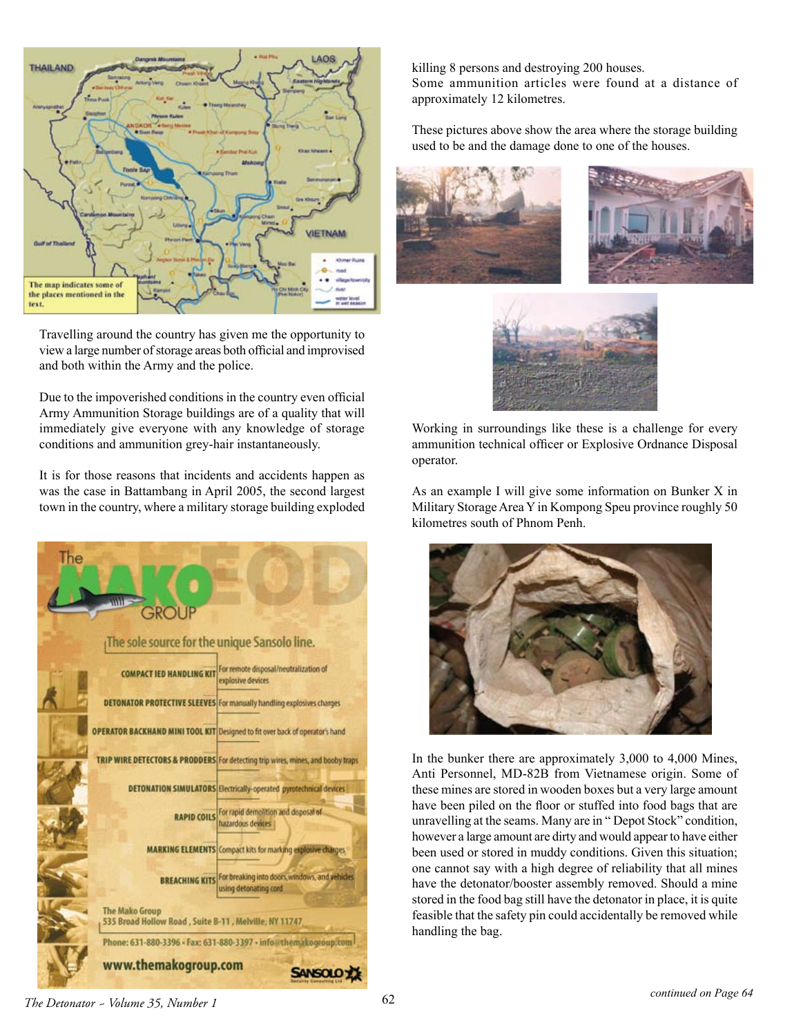The map indicates some of the places mentioned in the text.

Travelling around the country has given me the opportunity to view a large number of storage areas both official and improvised and both within the Army and the police.

Due to the impoverished conditions in the country even official Army Ammunition Storage buildings are of a quality that will immediately give everyone with any knowledge of storage conditions and ammunition grey-hair instantaneously.

It is for those reasons that incidents and accidents happen as was the case in Battambang in April 2005, the second largest town in the country, where a military storage building exploded killing 8 persons and destroying 200 houses.
Some ammunition articles were found at a distance of approximately 12 kilometres.

These pictures above show the area where the storage building used to be and the damage done to one of the houses.

Working in surroundings like these is a challenge for every ammunition technical officer or Explosive Ordnance Disposal operator.

As an example I will give some information on Bunker X in Military Storage Area Y in Kompong Speu province roughly 50 kilometres south of Phnom Penh.

In the bunker there are approximately 3,000 to 4,000 Mines, Anti Personnel, MD-82B from Vietnamese origin. Some of these mines are stored in wooden boxes but a very large amount have been piled on the floor or stuffed into food bags that are unravelling at the seams. Many are in " Depot Stock" condition, however a large amount are dirty and would appear to have either been used or stored in muddy conditions. Given this situation; one cannot say with a high degree of reliability that all mines have the detonator/booster assembly removed. Should a mine stored in the food bag still have the detonator in place, it is quite feasible that the safety pin could accidentally be removed while handling the bag.

*continued on Page 64*

---

The MAKO GROUP

The sole source for the unique Sansolo line.

| | |
|---|---|
| COMPACT IED HANDLING KIT | For remote disposal/neutralization of explosive devices |
| DETONATOR PROTECTIVE SLEEVES | For manually handling explosives charges |
| OPERATOR BACKHAND MINI TOOL KIT | Designed to fit over back of operator's hand |
| TRIP WIRE DETECTORS & PRODDERS | For detecting trip wires, mines, and booby traps |
| DETONATION SIMULATORS | Electrically-operated pyrotechnical devices |
| RAPID COILS | For rapid demolition and disposal of hazardous devices |
| MARKING ELEMENTS | Compact kits for marking explosive charges |
| BREACHING KITS | For breaking into doors, windows, and vehicles using detonating cord |

The Mako Group
535 Broad Hollow Road, Suite B-11, Melville, NY 11747
Phone: 631-880-3396 • Fax: 631-880-3397 • info@themakogroup.com
www.themakogroup.com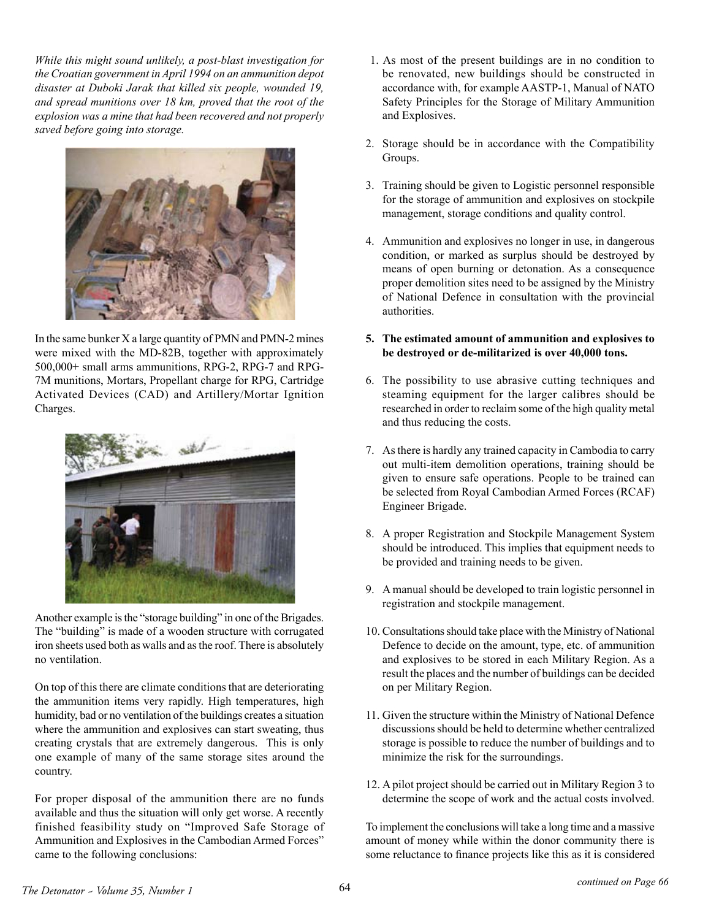*While this might sound unlikely, a post-blast investigation for the Croatian government in April 1994 on an ammunition depot disaster at Duboki Jarak that killed six people, wounded 19, and spread munitions over 18 km, proved that the root of the explosion was a mine that had been recovered and not properly saved before going into storage.*

In the same bunker X a large quantity of PMN and PMN-2 mines were mixed with the MD-82B, together with approximately 500,000+ small arms ammunitions, RPG-2, RPG-7 and RPG-7M munitions, Mortars, Propellant charge for RPG, Cartridge Activated Devices (CAD) and Artillery/Mortar Ignition Charges.

Another example is the "storage building" in one of the Brigades. The "building" is made of a wooden structure with corrugated iron sheets used both as walls and as the roof. There is absolutely no ventilation.

On top of this there are climate conditions that are deteriorating the ammunition items very rapidly. High temperatures, high humidity, bad or no ventilation of the buildings creates a situation where the ammunition and explosives can start sweating, thus creating crystals that are extremely dangerous. This is only one example of many of the same storage sites around the country.

For proper disposal of the ammunition there are no funds available and thus the situation will only get worse. A recently finished feasibility study on "Improved Safe Storage of Ammunition and Explosives in the Cambodian Armed Forces" came to the following conclusions:

1. As most of the present buildings are in no condition to be renovated, new buildings should be constructed in accordance with, for example AASTP-1, Manual of NATO Safety Principles for the Storage of Military Ammunition and Explosives.
2. Storage should be in accordance with the Compatibility Groups.
3. Training should be given to Logistic personnel responsible for the storage of ammunition and explosives on stockpile management, storage conditions and quality control.
4. Ammunition and explosives no longer in use, in dangerous condition, or marked as surplus should be destroyed by means of open burning or detonation. As a consequence proper demolition sites need to be assigned by the Ministry of National Defence in consultation with the provincial authorities.
5. **The estimated amount of ammunition and explosives to be destroyed or de-militarized is over 40,000 tons.**
6. The possibility to use abrasive cutting techniques and steaming equipment for the larger calibres should be researched in order to reclaim some of the high quality metal and thus reducing the costs.
7. As there is hardly any trained capacity in Cambodia to carry out multi-item demolition operations, training should be given to ensure safe operations. People to be trained can be selected from Royal Cambodian Armed Forces (RCAF) Engineer Brigade.
8. A proper Registration and Stockpile Management System should be introduced. This implies that equipment needs to be provided and training needs to be given.
9. A manual should be developed to train logistic personnel in registration and stockpile management.
10. Consultations should take place with the Ministry of National Defence to decide on the amount, type, etc. of ammunition and explosives to be stored in each Military Region. As a result the places and the number of buildings can be decided on per Military Region.
11. Given the structure within the Ministry of National Defence discussions should be held to determine whether centralized storage is possible to reduce the number of buildings and to minimize the risk for the surroundings.
12. A pilot project should be carried out in Military Region 3 to determine the scope of work and the actual costs involved.

To implement the conclusions will take a long time and a massive amount of money while within the donor community there is some reluctance to finance projects like this as it is considered

*continued on Page 66*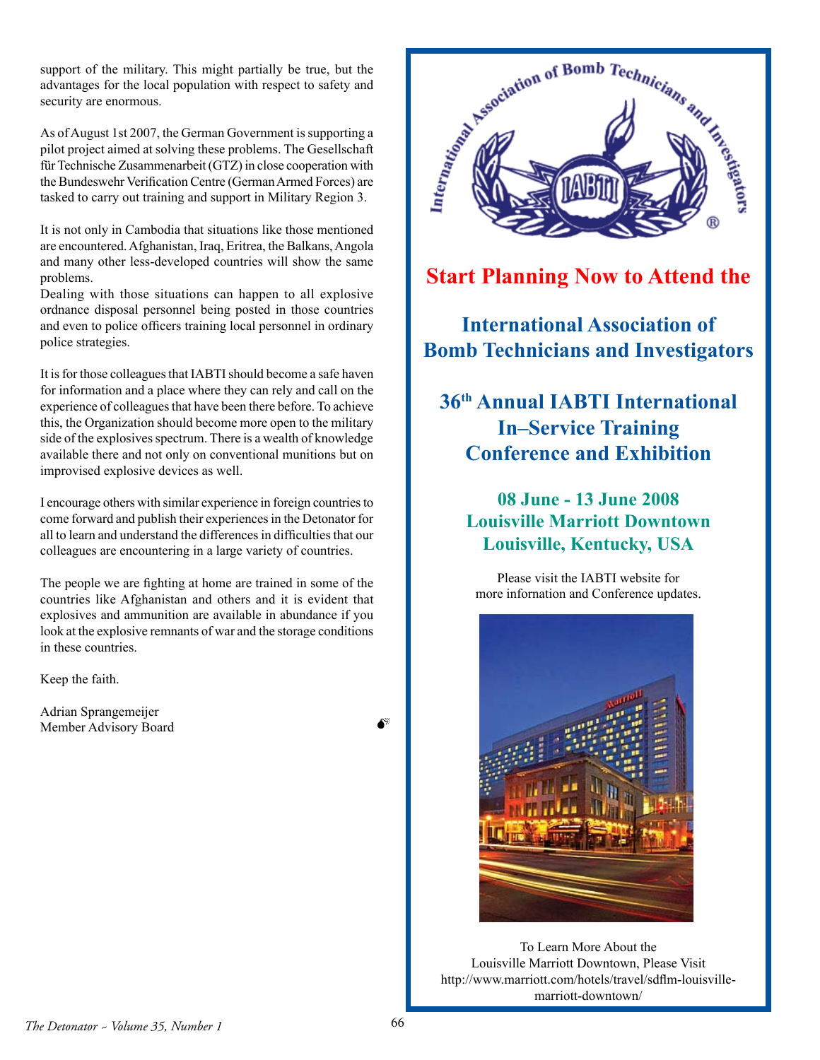support of the military. This might partially be true, but the advantages for the local population with respect to safety and security are enormous.

As of August 1st 2007, the German Government is supporting a pilot project aimed at solving these problems. The Gesellschaft für Technische Zusammenarbeit (GTZ) in close cooperation with the Bundeswehr Verification Centre (German Armed Forces) are tasked to carry out training and support in Military Region 3.

It is not only in Cambodia that situations like those mentioned are encountered. Afghanistan, Iraq, Eritrea, the Balkans, Angola and many other less-developed countries will show the same problems.
Dealing with those situations can happen to all explosive ordnance disposal personnel being posted in those countries and even to police officers training local personnel in ordinary police strategies.

It is for those colleagues that IABTI should become a safe haven for information and a place where they can rely and call on the experience of colleagues that have been there before. To achieve this, the Organization should become more open to the military side of the explosives spectrum. There is a wealth of knowledge available there and not only on conventional munitions but on improvised explosive devices as well.

I encourage others with similar experience in foreign countries to come forward and publish their experiences in the Detonator for all to learn and understand the differences in difficulties that our colleagues are encountering in a large variety of countries.

The people we are fighting at home are trained in some of the countries like Afghanistan and others and it is evident that explosives and ammunition are available in abundance if you look at the explosive remnants of war and the storage conditions in these countries.

Keep the faith.

Adrian Sprangemeijer
Member Advisory Board

International Association of Bomb Technicians and Investigators

IABTI

®

## Start Planning Now to Attend the

## International Association of Bomb Technicians and Investigators

## 36th Annual IABTI International In–Service Training Conference and Exhibition

### 08 June - 13 June 2008
### Louisville Marriott Downtown
### Louisville, Kentucky, USA

Please visit the IABTI website for more information and Conference updates.

To Learn More About the Louisville Marriott Downtown, Please Visit http://www.marriott.com/hotels/travel/sdflm-louisville-marriott-downtown/